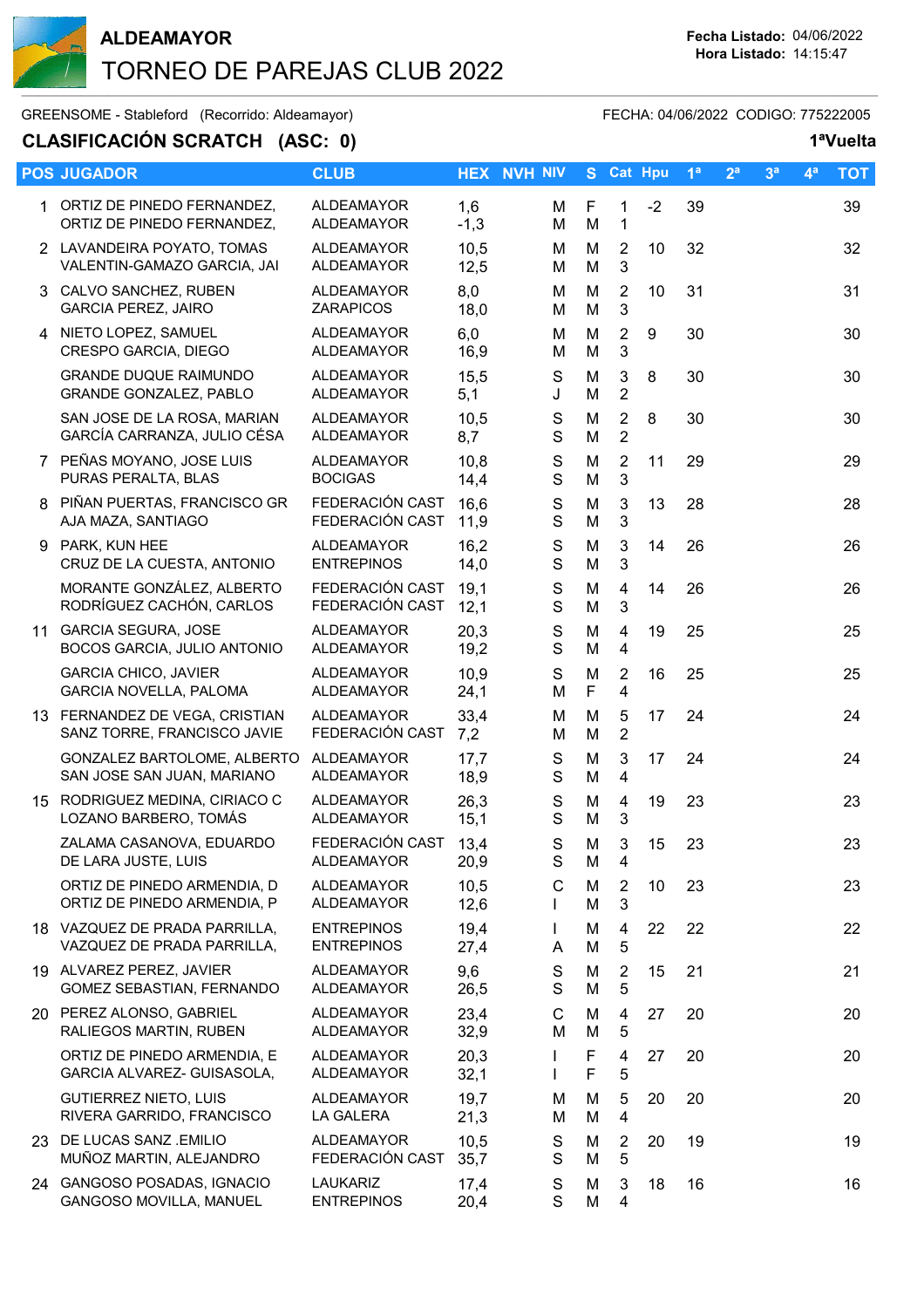# ALDEAMAYOR

## TORNEO DE PAREJAS CLUB 2022

**Fecha Listado:** 04/06/2022
**Hora Listado:** 14:15:47

GREENSOME - Stableford (Recorrido: Aldeamayor) FECHA: 04/06/2022 CODIGO: 775222005

**CLASIFICACIÓN SCRATCH (ASC: 0)** **1ªVuelta**

| POS | JUGADOR | CLUB | HEX | NVH | NIV | S | Cat | Hpu | 1ª | 2ª | 3ª | 4ª | TOT |
|---|---|---|---|---|---|---|---|---|---|---|---|---|---|
| 1 | ORTIZ DE PINEDO FERNANDEZ,<br>ORTIZ DE PINEDO FERNANDEZ, | ALDEAMAYOR<br>ALDEAMAYOR | 1,6<br>-1,3 | | M<br>M | F<br>M | 1<br>1 | -2 | 39 | | | | 39 |
| 2 | LAVANDEIRA POYATO, TOMAS<br>VALENTIN-GAMAZO GARCIA, JAI | ALDEAMAYOR<br>ALDEAMAYOR | 10,5<br>12,5 | | M<br>M | M<br>M | 2<br>3 | 10 | 32 | | | | 32 |
| 3 | CALVO SANCHEZ, RUBEN<br>GARCIA PEREZ, JAIRO | ALDEAMAYOR<br>ZARAPICOS | 8,0<br>18,0 | | M<br>M | M<br>M | 2<br>3 | 10 | 31 | | | | 31 |
| 4 | NIETO LOPEZ, SAMUEL<br>CRESPO GARCIA, DIEGO | ALDEAMAYOR<br>ALDEAMAYOR | 6,0<br>16,9 | | M<br>M | M<br>M | 2<br>3 | 9 | 30 | | | | 30 |
| | GRANDE DUQUE RAIMUNDO<br>GRANDE GONZALEZ, PABLO | ALDEAMAYOR<br>ALDEAMAYOR | 15,5<br>5,1 | | S<br>J | M<br>M | 3<br>2 | 8 | 30 | | | | 30 |
| | SAN JOSE DE LA ROSA, MARIAN<br>GARCÍA CARRANZA, JULIO CÉSA | ALDEAMAYOR<br>ALDEAMAYOR | 10,5<br>8,7 | | S<br>S | M<br>M | 2<br>2 | 8 | 30 | | | | 30 |
| 7 | PEÑAS MOYANO, JOSE LUIS<br>PURAS PERALTA, BLAS | ALDEAMAYOR<br>BOCIGAS | 10,8<br>14,4 | | S<br>S | M<br>M | 2<br>3 | 11 | 29 | | | | 29 |
| 8 | PIÑAN PUERTAS, FRANCISCO GR<br>AJA MAZA, SANTIAGO | FEDERACIÓN CAST<br>FEDERACIÓN CAST | 16,6<br>11,9 | | S<br>S | M<br>M | 3<br>3 | 13 | 28 | | | | 28 |
| 9 | PARK, KUN HEE<br>CRUZ DE LA CUESTA, ANTONIO | ALDEAMAYOR<br>ENTREPINOS | 16,2<br>14,0 | | S<br>S | M<br>M | 3<br>3 | 14 | 26 | | | | 26 |
| | MORANTE GONZÁLEZ, ALBERTO<br>RODRÍGUEZ CACHÓN, CARLOS | FEDERACIÓN CAST<br>FEDERACIÓN CAST | 19,1<br>12,1 | | S<br>S | M<br>M | 4<br>3 | 14 | 26 | | | | 26 |
| 11 | GARCIA SEGURA, JOSE<br>BOCOS GARCIA, JULIO ANTONIO | ALDEAMAYOR<br>ALDEAMAYOR | 20,3<br>19,2 | | S<br>S | M<br>M | 4<br>4 | 19 | 25 | | | | 25 |
| | GARCIA CHICO, JAVIER<br>GARCIA NOVELLA, PALOMA | ALDEAMAYOR<br>ALDEAMAYOR | 10,9<br>24,1 | | S<br>M | M<br>F | 2<br>4 | 16 | 25 | | | | 25 |
| 13 | FERNANDEZ DE VEGA, CRISTIAN<br>SANZ TORRE, FRANCISCO JAVIE | ALDEAMAYOR<br>FEDERACIÓN CAST | 33,4<br>7,2 | | M<br>M | M<br>M | 5<br>2 | 17 | 24 | | | | 24 |
| | GONZALEZ BARTOLOME, ALBERTO<br>SAN JOSE SAN JUAN, MARIANO | ALDEAMAYOR<br>ALDEAMAYOR | 17,7<br>18,9 | | S<br>S | M<br>M | 3<br>4 | 17 | 24 | | | | 24 |
| 15 | RODRIGUEZ MEDINA, CIRIACO C<br>LOZANO BARBERO, TOMÁS | ALDEAMAYOR<br>ALDEAMAYOR | 26,3<br>15,1 | | S<br>S | M<br>M | 4<br>3 | 19 | 23 | | | | 23 |
| | ZALAMA CASANOVA, EDUARDO<br>DE LARA JUSTE, LUIS | FEDERACIÓN CAST<br>ALDEAMAYOR | 13,4<br>20,9 | | S<br>S | M<br>M | 3<br>4 | 15 | 23 | | | | 23 |
| | ORTIZ DE PINEDO ARMENDIA, D<br>ORTIZ DE PINEDO ARMENDIA, P | ALDEAMAYOR<br>ALDEAMAYOR | 10,5<br>12,6 | | C<br>I | M<br>M | 2<br>3 | 10 | 23 | | | | 23 |
| 18 | VAZQUEZ DE PRADA PARRILLA,<br>VAZQUEZ DE PRADA PARRILLA, | ENTREPINOS<br>ENTREPINOS | 19,4<br>27,4 | | I<br>A | M<br>M | 4<br>5 | 22 | 22 | | | | 22 |
| 19 | ALVAREZ PEREZ, JAVIER<br>GOMEZ SEBASTIAN, FERNANDO | ALDEAMAYOR<br>ALDEAMAYOR | 9,6<br>26,5 | | S<br>S | M<br>M | 2<br>5 | 15 | 21 | | | | 21 |
| 20 | PEREZ ALONSO, GABRIEL<br>RALIEGOS MARTIN, RUBEN | ALDEAMAYOR<br>ALDEAMAYOR | 23,4<br>32,9 | | C<br>M | M<br>M | 4<br>5 | 27 | 20 | | | | 20 |
| | ORTIZ DE PINEDO ARMENDIA, E<br>GARCIA ALVAREZ- GUISASOLA, | ALDEAMAYOR<br>ALDEAMAYOR | 20,3<br>32,1 | | I<br>I | F<br>F | 4<br>5 | 27 | 20 | | | | 20 |
| | GUTIERREZ NIETO, LUIS<br>RIVERA GARRIDO, FRANCISCO | ALDEAMAYOR<br>LA GALERA | 19,7<br>21,3 | | M<br>M | M<br>M | 5<br>4 | 20 | 20 | | | | 20 |
| 23 | DE LUCAS SANZ .EMILIO<br>MUÑOZ MARTIN, ALEJANDRO | ALDEAMAYOR<br>FEDERACIÓN CAST | 10,5<br>35,7 | | S<br>S | M<br>M | 2<br>5 | 20 | 19 | | | | 19 |
| 24 | GANGOSO POSADAS, IGNACIO<br>GANGOSO MOVILLA, MANUEL | LAUKARIZ<br>ENTREPINOS | 17,4<br>20,4 | | S<br>S | M<br>M | 3<br>4 | 18 | 16 | | | | 16 |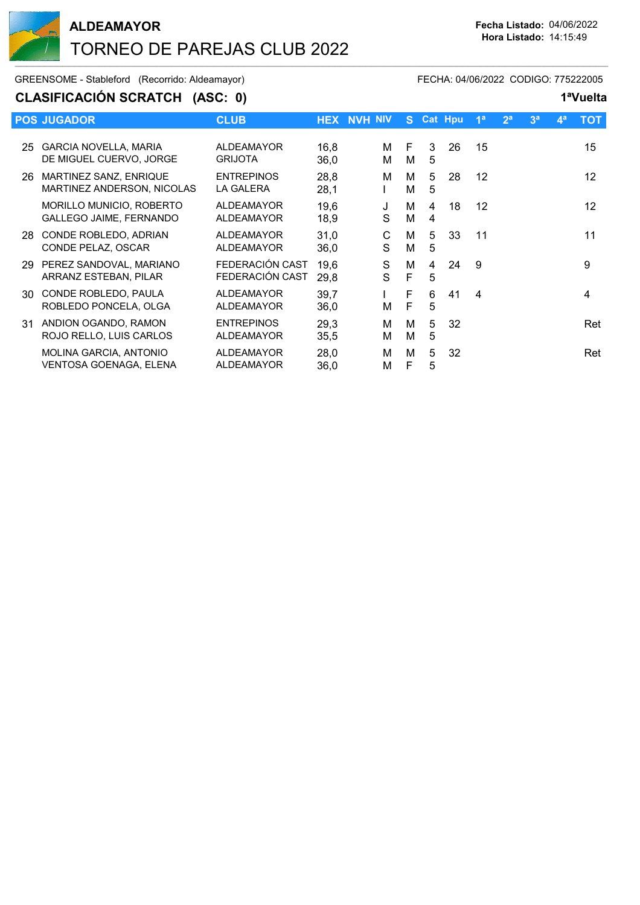# ALDEAMAYOR
## TORNEO DE PAREJAS CLUB 2022

**Fecha Listado:** 04/06/2022
**Hora Listado:** 14:15:49

GREENSOME - Stableford (Recorrido: Aldeamayor) FECHA: 04/06/2022 CODIGO: 775222005

### CLASIFICACIÓN SCRATCH (ASC: 0) 1ªVuelta

| POS | JUGADOR | CLUB | HEX | NVH | NIV | S | Cat | Hpu | 1ª | 2ª | 3ª | 4ª | TOT |
|---|---|---|---|---|---|---|---|---|---|---|---|---|---|
| 25 | GARCIA NOVELLA, MARIA | ALDEAMAYOR | 16,8 | | M | F | 3 | 26 | 15 | | | | 15 |
| | DE MIGUEL CUERVO, JORGE | GRIJOTA | 36,0 | | M | M | 5 | | | | | | |
| 26 | MARTINEZ SANZ, ENRIQUE | ENTREPINOS | 28,8 | | M | M | 5 | 28 | 12 | | | | 12 |
| | MARTINEZ ANDERSON, NICOLAS | LA GALERA | 28,1 | | I | M | 5 | | | | | | |
| | MORILLO MUNICIO, ROBERTO | ALDEAMAYOR | 19,6 | | J | M | 4 | 18 | 12 | | | | 12 |
| | GALLEGO JAIME, FERNANDO | ALDEAMAYOR | 18,9 | | S | M | 4 | | | | | | |
| 28 | CONDE ROBLEDO, ADRIAN | ALDEAMAYOR | 31,0 | | C | M | 5 | 33 | 11 | | | | 11 |
| | CONDE PELAZ, OSCAR | ALDEAMAYOR | 36,0 | | S | M | 5 | | | | | | |
| 29 | PEREZ SANDOVAL, MARIANO | FEDERACIÓN CAST | 19,6 | | S | M | 4 | 24 | 9 | | | | 9 |
| | ARRANZ ESTEBAN, PILAR | FEDERACIÓN CAST | 29,8 | | S | F | 5 | | | | | | |
| 30 | CONDE ROBLEDO, PAULA | ALDEAMAYOR | 39,7 | | I | F | 6 | 41 | 4 | | | | 4 |
| | ROBLEDO PONCELA, OLGA | ALDEAMAYOR | 36,0 | | M | F | 5 | | | | | | |
| 31 | ANDION OGANDO, RAMON | ENTREPINOS | 29,3 | | M | M | 5 | 32 | | | | | Ret |
| | ROJO RELLO, LUIS CARLOS | ALDEAMAYOR | 35,5 | | M | M | 5 | | | | | | |
| | MOLINA GARCIA, ANTONIO | ALDEAMAYOR | 28,0 | | M | M | 5 | 32 | | | | | Ret |
| | VENTOSA GOENAGA, ELENA | ALDEAMAYOR | 36,0 | | M | F | 5 | | | | | | |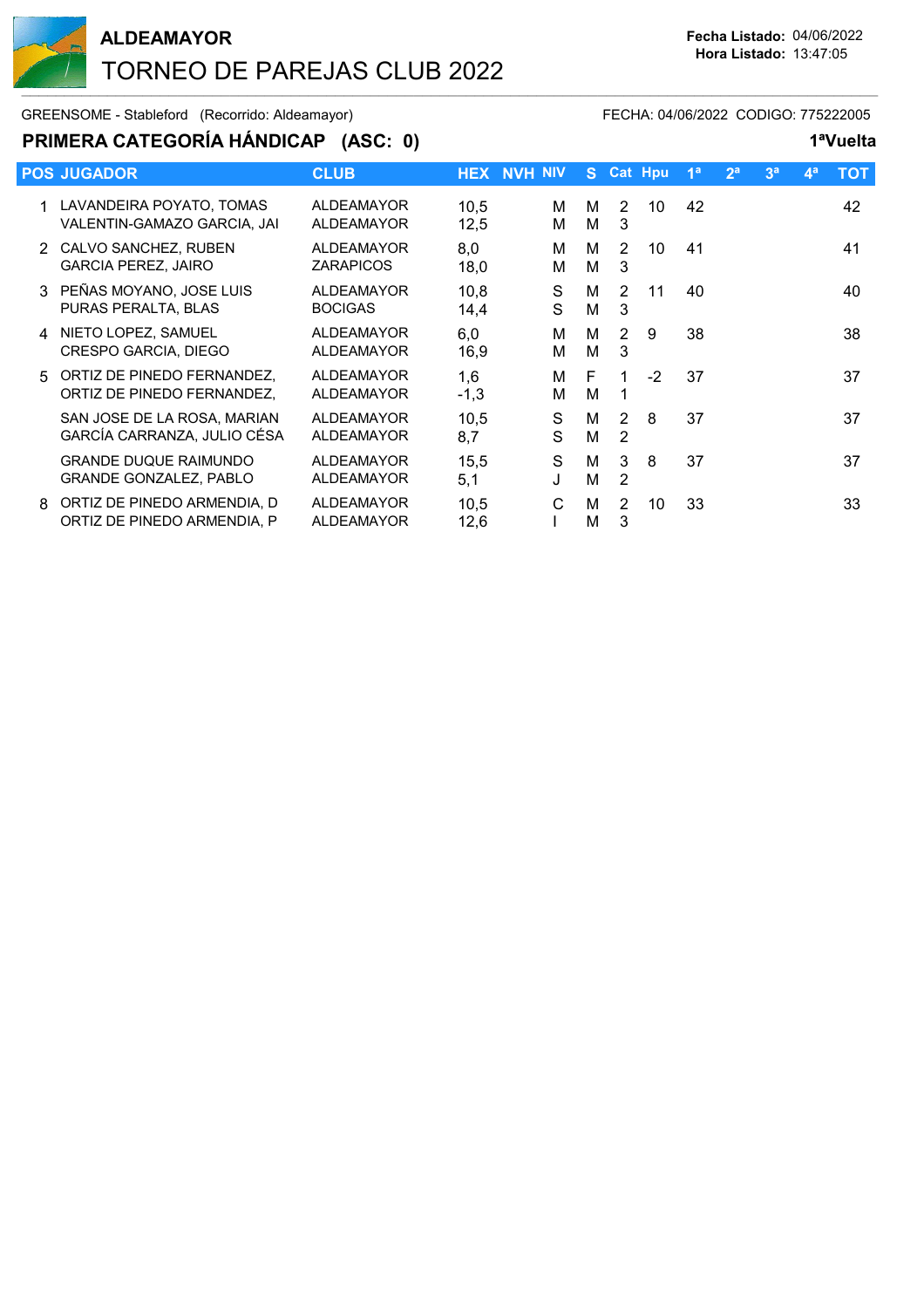# ALDEAMAYOR

## TORNEO DE PAREJAS CLUB 2022

**Fecha Listado:** 04/06/2022
**Hora Listado:** 13:47:05

GREENSOME - Stableford (Recorrido: Aldeamayor) FECHA: 04/06/2022 CODIGO: 775222005

### PRIMERA CATEGORÍA HÁNDICAP (ASC: 0) 1ªVuelta

| POS | JUGADOR | CLUB | HEX | NVH | NIV | S | Cat | Hpu | 1ª | 2ª | 3ª | 4ª | TOT |
|---|---|---|---|---|---|---|---|---|---|---|---|---|---|
| 1 | LAVANDEIRA POYATO, TOMAS<br>VALENTIN-GAMAZO GARCIA, JAI | ALDEAMAYOR<br>ALDEAMAYOR | 10,5<br>12,5 | | M<br>M | M<br>M | 2<br>3 | 10 | 42 | | | | 42 |
| 2 | CALVO SANCHEZ, RUBEN<br>GARCIA PEREZ, JAIRO | ALDEAMAYOR<br>ZARAPICOS | 8,0<br>18,0 | | M<br>M | M<br>M | 2<br>3 | 10 | 41 | | | | 41 |
| 3 | PEÑAS MOYANO, JOSE LUIS<br>PURAS PERALTA, BLAS | ALDEAMAYOR<br>BOCIGAS | 10,8<br>14,4 | | S<br>S | M<br>M | 2<br>3 | 11 | 40 | | | | 40 |
| 4 | NIETO LOPEZ, SAMUEL<br>CRESPO GARCIA, DIEGO | ALDEAMAYOR<br>ALDEAMAYOR | 6,0<br>16,9 | | M<br>M | M<br>M | 2<br>3 | 9 | 38 | | | | 38 |
| 5 | ORTIZ DE PINEDO FERNANDEZ,<br>ORTIZ DE PINEDO FERNANDEZ, | ALDEAMAYOR<br>ALDEAMAYOR | 1,6<br>-1,3 | | M<br>M | F<br>M | 1<br>1 | -2 | 37 | | | | 37 |
| | SAN JOSE DE LA ROSA, MARIAN<br>GARCÍA CARRANZA, JULIO CÉSA | ALDEAMAYOR<br>ALDEAMAYOR | 10,5<br>8,7 | | S<br>S | M<br>M | 2<br>2 | 8 | 37 | | | | 37 |
| | GRANDE DUQUE RAIMUNDO<br>GRANDE GONZALEZ, PABLO | ALDEAMAYOR<br>ALDEAMAYOR | 15,5<br>5,1 | | S<br>J | M<br>M | 3<br>2 | 8 | 37 | | | | 37 |
| 8 | ORTIZ DE PINEDO ARMENDIA, D<br>ORTIZ DE PINEDO ARMENDIA, P | ALDEAMAYOR<br>ALDEAMAYOR | 10,5<br>12,6 | | C<br>I | M<br>M | 2<br>3 | 10 | 33 | | | | 33 |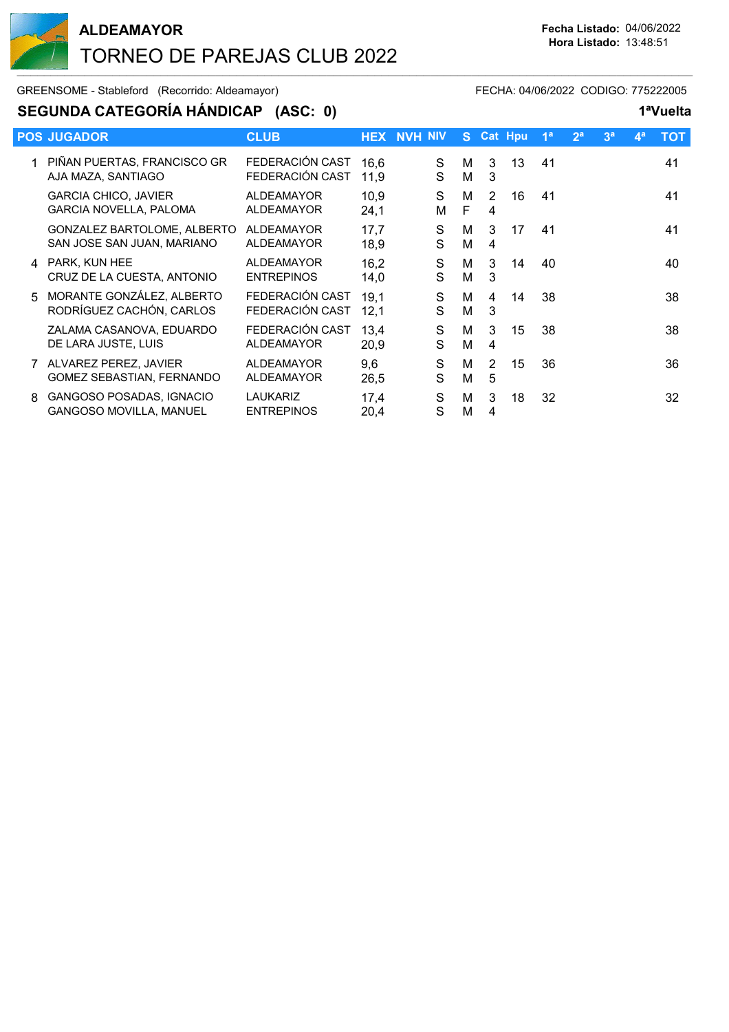# ALDEAMAYOR

## TORNEO DE PAREJAS CLUB 2022

**Fecha Listado:** 04/06/2022
**Hora Listado:** 13:48:51

GREENSOME - Stableford (Recorrido: Aldeamayor) FECHA: 04/06/2022 CODIGO: 775222005

### SEGUNDA CATEGORÍA HÁNDICAP (ASC: 0) 1ªVuelta

| POS | JUGADOR | CLUB | HEX | NVH | NIV | S | Cat | Hpu | 1ª | 2ª | 3ª | 4ª | TOT |
|---|---|---|---|---|---|---|---|---|---|---|---|---|---|
| 1 | PIÑAN PUERTAS, FRANCISCO GR<br>AJA MAZA, SANTIAGO | FEDERACIÓN CAST<br>FEDERACIÓN CAST | 16,6<br>11,9 | | S<br>S | M<br>M | 3<br>3 | 13 | 41 | | | | 41 |
| | GARCIA CHICO, JAVIER<br>GARCIA NOVELLA, PALOMA | ALDEAMAYOR<br>ALDEAMAYOR | 10,9<br>24,1 | | S<br>M | M<br>F | 2<br>4 | 16 | 41 | | | | 41 |
| | GONZALEZ BARTOLOME, ALBERTO<br>SAN JOSE SAN JUAN, MARIANO | ALDEAMAYOR<br>ALDEAMAYOR | 17,7<br>18,9 | | S<br>S | M<br>M | 3<br>4 | 17 | 41 | | | | 41 |
| 4 | PARK, KUN HEE<br>CRUZ DE LA CUESTA, ANTONIO | ALDEAMAYOR<br>ENTREPINOS | 16,2<br>14,0 | | S<br>S | M<br>M | 3<br>3 | 14 | 40 | | | | 40 |
| 5 | MORANTE GONZÁLEZ, ALBERTO<br>RODRÍGUEZ CACHÓN, CARLOS | FEDERACIÓN CAST<br>FEDERACIÓN CAST | 19,1<br>12,1 | | S<br>S | M<br>M | 4<br>3 | 14 | 38 | | | | 38 |
| | ZALAMA CASANOVA, EDUARDO<br>DE LARA JUSTE, LUIS | FEDERACIÓN CAST<br>ALDEAMAYOR | 13,4<br>20,9 | | S<br>S | M<br>M | 3<br>4 | 15 | 38 | | | | 38 |
| 7 | ALVAREZ PEREZ, JAVIER<br>GOMEZ SEBASTIAN, FERNANDO | ALDEAMAYOR<br>ALDEAMAYOR | 9,6<br>26,5 | | S<br>S | M<br>M | 2<br>5 | 15 | 36 | | | | 36 |
| 8 | GANGOSO POSADAS, IGNACIO<br>GANGOSO MOVILLA, MANUEL | LAUKARIZ<br>ENTREPINOS | 17,4<br>20,4 | | S<br>S | M<br>M | 3<br>4 | 18 | 32 | | | | 32 |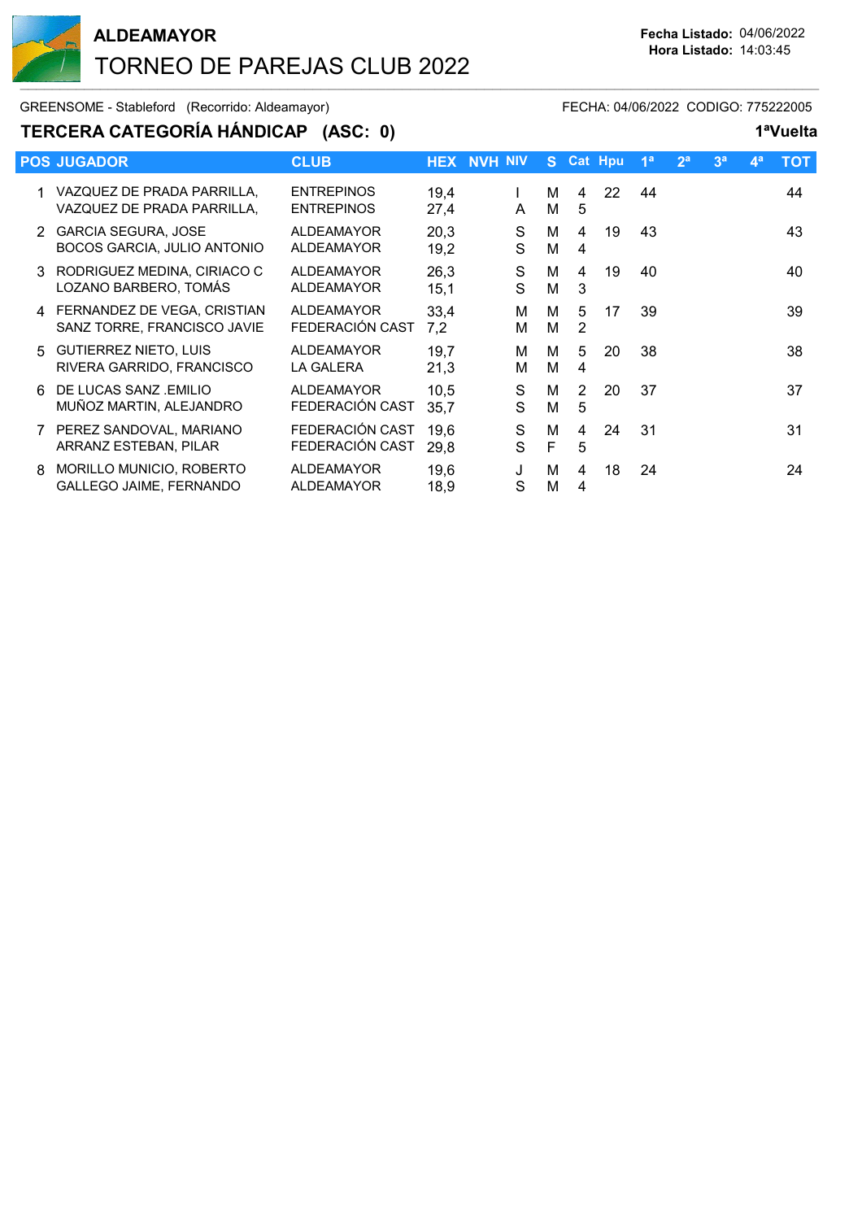# ALDEAMAYOR

## TORNEO DE PAREJAS CLUB 2022

**Fecha Listado:** 04/06/2022
**Hora Listado:** 14:03:45

GREENSOME - Stableford (Recorrido: Aldeamayor) FECHA: 04/06/2022 CODIGO: 775222005

### TERCERA CATEGORÍA HÁNDICAP (ASC: 0) 1ªVuelta

| POS | JUGADOR | CLUB | HEX | NVH | NIV | S | Cat | Hpu | 1ª | 2ª | 3ª | 4ª | TOT |
|---|---|---|---|---|---|---|---|---|---|---|---|---|---|
| 1 | VAZQUEZ DE PRADA PARRILLA,<br>VAZQUEZ DE PRADA PARRILLA, | ENTREPINOS<br>ENTREPINOS | 19,4<br>27,4 | | I<br>A | M<br>M | 4<br>5 | 22 | 44 | | | | 44 |
| 2 | GARCIA SEGURA, JOSE<br>BOCOS GARCIA, JULIO ANTONIO | ALDEAMAYOR<br>ALDEAMAYOR | 20,3<br>19,2 | | S<br>S | M<br>M | 4<br>4 | 19 | 43 | | | | 43 |
| 3 | RODRIGUEZ MEDINA, CIRIACO C<br>LOZANO BARBERO, TOMÁS | ALDEAMAYOR<br>ALDEAMAYOR | 26,3<br>15,1 | | S<br>S | M<br>M | 4<br>3 | 19 | 40 | | | | 40 |
| 4 | FERNANDEZ DE VEGA, CRISTIAN<br>SANZ TORRE, FRANCISCO JAVIE | ALDEAMAYOR<br>FEDERACIÓN CAST | 33,4<br>7,2 | | M<br>M | M<br>M | 5<br>2 | 17 | 39 | | | | 39 |
| 5 | GUTIERREZ NIETO, LUIS<br>RIVERA GARRIDO, FRANCISCO | ALDEAMAYOR<br>LA GALERA | 19,7<br>21,3 | | M<br>M | M<br>M | 5<br>4 | 20 | 38 | | | | 38 |
| 6 | DE LUCAS SANZ .EMILIO<br>MUÑOZ MARTIN, ALEJANDRO | ALDEAMAYOR<br>FEDERACIÓN CAST | 10,5<br>35,7 | | S<br>S | M<br>M | 2<br>5 | 20 | 37 | | | | 37 |
| 7 | PEREZ SANDOVAL, MARIANO<br>ARRANZ ESTEBAN, PILAR | FEDERACIÓN CAST<br>FEDERACIÓN CAST | 19,6<br>29,8 | | S<br>S | M<br>F | 4<br>5 | 24 | 31 | | | | 31 |
| 8 | MORILLO MUNICIO, ROBERTO<br>GALLEGO JAIME, FERNANDO | ALDEAMAYOR<br>ALDEAMAYOR | 19,6<br>18,9 | | J<br>S | M<br>M | 4<br>4 | 18 | 24 | | | | 24 |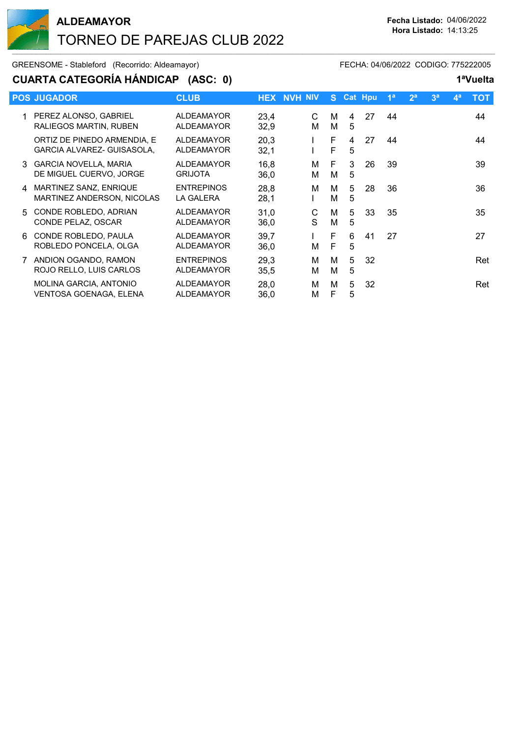# ALDEAMAYOR

## TORNEO DE PAREJAS CLUB 2022

**Fecha Listado:** 04/06/2022
**Hora Listado:** 14:13:25

GREENSOME - Stableford (Recorrido: Aldeamayor) FECHA: 04/06/2022 CODIGO: 775222005

### CUARTA CATEGORÍA HÁNDICAP (ASC: 0) 1ªVuelta

| POS | JUGADOR | CLUB | HEX | NVH | NIV | S | Cat | Hpu | 1ª | 2ª | 3ª | 4ª | TOT |
|---|---|---|---|---|---|---|---|---|---|---|---|---|---|
| 1 | PEREZ ALONSO, GABRIEL<br>RALIEGOS MARTIN, RUBEN | ALDEAMAYOR<br>ALDEAMAYOR | 23,4<br>32,9 | | C<br>M | M<br>M | 4<br>5 | 27 | 44 | | | | 44 |
| | ORTIZ DE PINEDO ARMENDIA, E<br>GARCIA ALVAREZ- GUISASOLA, | ALDEAMAYOR<br>ALDEAMAYOR | 20,3<br>32,1 | | I<br>I | F<br>F | 4<br>5 | 27 | 44 | | | | 44 |
| 3 | GARCIA NOVELLA, MARIA<br>DE MIGUEL CUERVO, JORGE | ALDEAMAYOR<br>GRIJOTA | 16,8<br>36,0 | | M<br>M | F<br>M | 3<br>5 | 26 | 39 | | | | 39 |
| 4 | MARTINEZ SANZ, ENRIQUE<br>MARTINEZ ANDERSON, NICOLAS | ENTREPINOS<br>LA GALERA | 28,8<br>28,1 | | M<br>I | M<br>M | 5<br>5 | 28 | 36 | | | | 36 |
| 5 | CONDE ROBLEDO, ADRIAN<br>CONDE PELAZ, OSCAR | ALDEAMAYOR<br>ALDEAMAYOR | 31,0<br>36,0 | | C<br>S | M<br>M | 5<br>5 | 33 | 35 | | | | 35 |
| 6 | CONDE ROBLEDO, PAULA<br>ROBLEDO PONCELA, OLGA | ALDEAMAYOR<br>ALDEAMAYOR | 39,7<br>36,0 | | I<br>M | F<br>F | 6<br>5 | 41 | 27 | | | | 27 |
| 7 | ANDION OGANDO, RAMON<br>ROJO RELLO, LUIS CARLOS | ENTREPINOS<br>ALDEAMAYOR | 29,3<br>35,5 | | M<br>M | M<br>M | 5<br>5 | 32 | | | | | Ret |
| | MOLINA GARCIA, ANTONIO<br>VENTOSA GOENAGA, ELENA | ALDEAMAYOR<br>ALDEAMAYOR | 28,0<br>36,0 | | M<br>M | M<br>F | 5<br>5 | 32 | | | | | Ret |